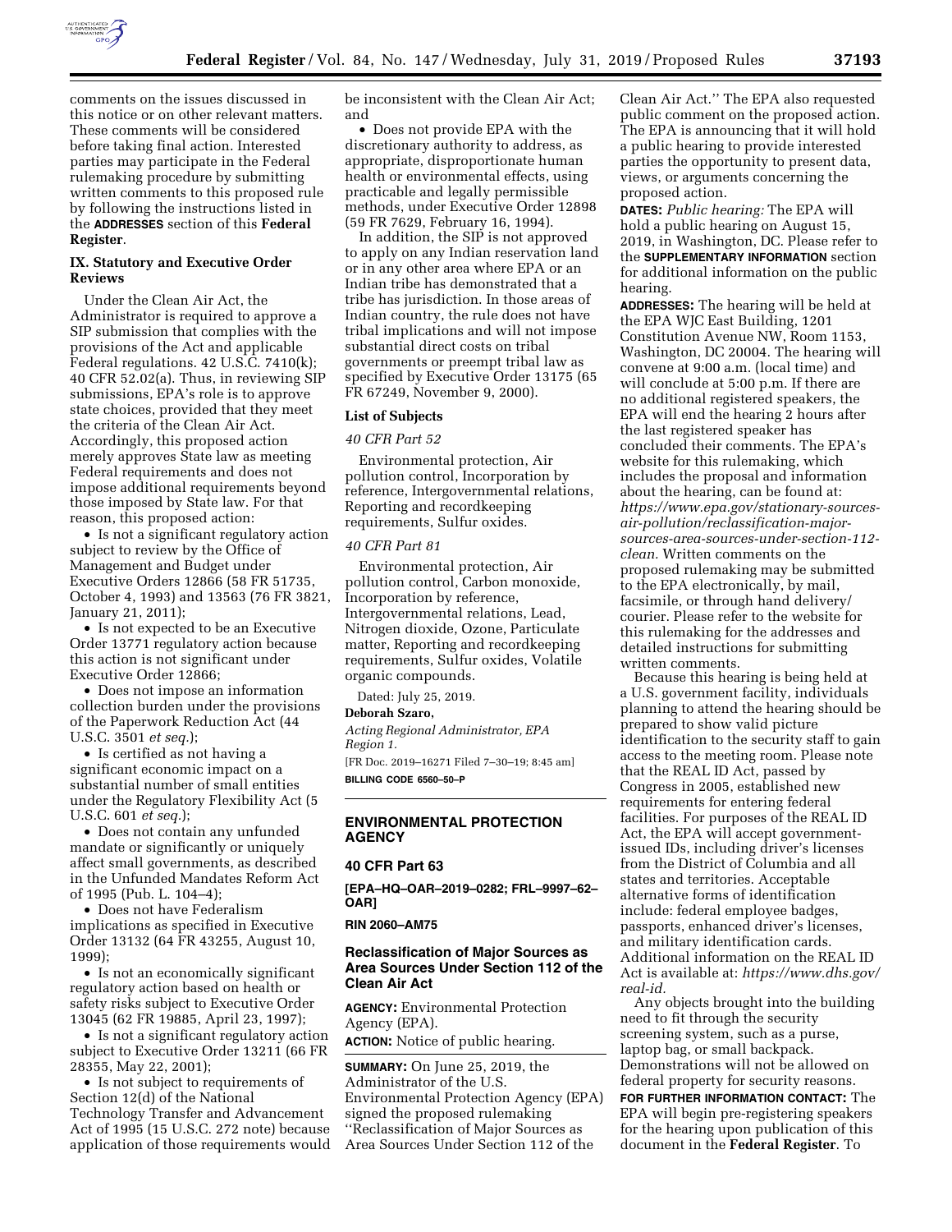comments on the issues discussed in this notice or on other relevant matters. These comments will be considered before taking final action. Interested parties may participate in the Federal rulemaking procedure by submitting written comments to this proposed rule by following the instructions listed in the **ADDRESSES** section of this **Federal Register**.

### IX. Statutory and Executive Order Reviews

Under the Clean Air Act, the Administrator is required to approve a SIP submission that complies with the provisions of the Act and applicable Federal regulations. 42 U.S.C. 7410(k); 40 CFR 52.02(a). Thus, in reviewing SIP submissions, EPA's role is to approve state choices, provided that they meet the criteria of the Clean Air Act. Accordingly, this proposed action merely approves State law as meeting Federal requirements and does not impose additional requirements beyond those imposed by State law. For that reason, this proposed action:

- Is not a significant regulatory action subject to review by the Office of Management and Budget under Executive Orders 12866 (58 FR 51735, October 4, 1993) and 13563 (76 FR 3821, January 21, 2011);
- Is not expected to be an Executive Order 13771 regulatory action because this action is not significant under Executive Order 12866;
- Does not impose an information collection burden under the provisions of the Paperwork Reduction Act (44 U.S.C. 3501 *et seq.*);
- Is certified as not having a significant economic impact on a substantial number of small entities under the Regulatory Flexibility Act (5 U.S.C. 601 *et seq.*);
- Does not contain any unfunded mandate or significantly or uniquely affect small governments, as described in the Unfunded Mandates Reform Act of 1995 (Pub. L. 104–4);
- Does not have Federalism implications as specified in Executive Order 13132 (64 FR 43255, August 10, 1999);
- Is not an economically significant regulatory action based on health or safety risks subject to Executive Order 13045 (62 FR 19885, April 23, 1997);
- Is not a significant regulatory action subject to Executive Order 13211 (66 FR 28355, May 22, 2001);
- Is not subject to requirements of Section 12(d) of the National Technology Transfer and Advancement Act of 1995 (15 U.S.C. 272 note) because application of those requirements would be inconsistent with the Clean Air Act; and
- Does not provide EPA with the discretionary authority to address, as appropriate, disproportionate human health or environmental effects, using practicable and legally permissible methods, under Executive Order 12898 (59 FR 7629, February 16, 1994).

In addition, the SIP is not approved to apply on any Indian reservation land or in any other area where EPA or an Indian tribe has demonstrated that a tribe has jurisdiction. In those areas of Indian country, the rule does not have tribal implications and will not impose substantial direct costs on tribal governments or preempt tribal law as specified by Executive Order 13175 (65 FR 67249, November 9, 2000).

### List of Subjects

*40 CFR Part 52*

Environmental protection, Air pollution control, Incorporation by reference, Intergovernmental relations, Reporting and recordkeeping requirements, Sulfur oxides.

*40 CFR Part 81*

Environmental protection, Air pollution control, Carbon monoxide, Incorporation by reference, Intergovernmental relations, Lead, Nitrogen dioxide, Ozone, Particulate matter, Reporting and recordkeeping requirements, Sulfur oxides, Volatile organic compounds.

Dated: July 25, 2019.

**Deborah Szaro,**

*Acting Regional Administrator, EPA Region 1.*

[FR Doc. 2019–16271 Filed 7–30–19; 8:45 am]

**BILLING CODE 6560–50–P**

---

## ENVIRONMENTAL PROTECTION AGENCY

### 40 CFR Part 63

**[EPA–HQ–OAR–2019–0282; FRL–9997–62–OAR]**

**RIN 2060–AM75**

### Reclassification of Major Sources as Area Sources Under Section 112 of the Clean Air Act

**AGENCY:** Environmental Protection Agency (EPA).

**ACTION:** Notice of public hearing.

**SUMMARY:** On June 25, 2019, the Administrator of the U.S. Environmental Protection Agency (EPA) signed the proposed rulemaking "Reclassification of Major Sources as Area Sources Under Section 112 of the Clean Air Act." The EPA also requested public comment on the proposed action. The EPA is announcing that it will hold a public hearing to provide interested parties the opportunity to present data, views, or arguments concerning the proposed action.

**DATES:** *Public hearing:* The EPA will hold a public hearing on August 15, 2019, in Washington, DC. Please refer to the **SUPPLEMENTARY INFORMATION** section for additional information on the public hearing.

**ADDRESSES:** The hearing will be held at the EPA WJC East Building, 1201 Constitution Avenue NW, Room 1153, Washington, DC 20004. The hearing will convene at 9:00 a.m. (local time) and will conclude at 5:00 p.m. If there are no additional registered speakers, the EPA will end the hearing 2 hours after the last registered speaker has concluded their comments. The EPA's website for this rulemaking, which includes the proposal and information about the hearing, can be found at: *https://www.epa.gov/stationary-sources-air-pollution/reclassification-major-sources-area-sources-under-section-112-clean.* Written comments on the proposed rulemaking may be submitted to the EPA electronically, by mail, facsimile, or through hand delivery/courier. Please refer to the website for this rulemaking for the addresses and detailed instructions for submitting written comments.

Because this hearing is being held at a U.S. government facility, individuals planning to attend the hearing should be prepared to show valid picture identification to the security staff to gain access to the meeting room. Please note that the REAL ID Act, passed by Congress in 2005, established new requirements for entering federal facilities. For purposes of the REAL ID Act, the EPA will accept government-issued IDs, including driver's licenses from the District of Columbia and all states and territories. Acceptable alternative forms of identification include: federal employee badges, passports, enhanced driver's licenses, and military identification cards. Additional information on the REAL ID Act is available at: *https://www.dhs.gov/real-id.*

Any objects brought into the building need to fit through the security screening system, such as a purse, laptop bag, or small backpack. Demonstrations will not be allowed on federal property for security reasons.

**FOR FURTHER INFORMATION CONTACT:** The EPA will begin pre-registering speakers for the hearing upon publication of this document in the **Federal Register**. To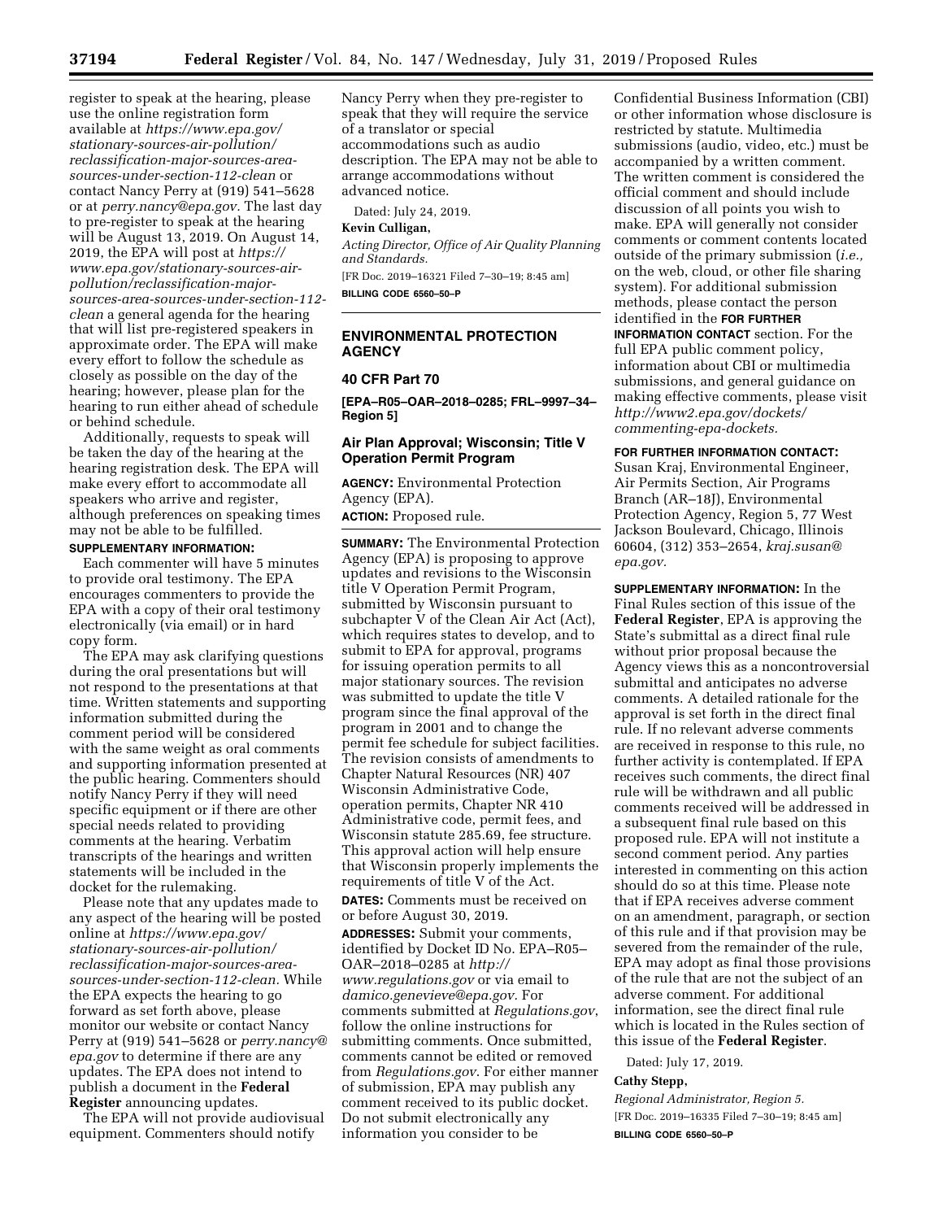register to speak at the hearing, please use the online registration form available at *https://www.epa.gov/stationary-sources-air-pollution/reclassification-major-sources-area-sources-under-section-112-clean* or contact Nancy Perry at (919) 541–5628 or at *perry.nancy@epa.gov.* The last day to pre-register to speak at the hearing will be August 13, 2019. On August 14, 2019, the EPA will post at *https://www.epa.gov/stationary-sources-air-pollution/reclassification-major-sources-area-sources-under-section-112-clean* a general agenda for the hearing that will list pre-registered speakers in approximate order. The EPA will make every effort to follow the schedule as closely as possible on the day of the hearing; however, please plan for the hearing to run either ahead of schedule or behind schedule.

Additionally, requests to speak will be taken the day of the hearing at the hearing registration desk. The EPA will make every effort to accommodate all speakers who arrive and register, although preferences on speaking times may not be able to be fulfilled.

**SUPPLEMENTARY INFORMATION:**

Each commenter will have 5 minutes to provide oral testimony. The EPA encourages commenters to provide the EPA with a copy of their oral testimony electronically (via email) or in hard copy form.

The EPA may ask clarifying questions during the oral presentations but will not respond to the presentations at that time. Written statements and supporting information submitted during the comment period will be considered with the same weight as oral comments and supporting information presented at the public hearing. Commenters should notify Nancy Perry if they will need specific equipment or if there are other special needs related to providing comments at the hearing. Verbatim transcripts of the hearings and written statements will be included in the docket for the rulemaking.

Please note that any updates made to any aspect of the hearing will be posted online at *https://www.epa.gov/stationary-sources-air-pollution/reclassification-major-sources-area-sources-under-section-112-clean.* While the EPA expects the hearing to go forward as set forth above, please monitor our website or contact Nancy Perry at (919) 541–5628 or *perry.nancy@epa.gov* to determine if there are any updates. The EPA does not intend to publish a document in the **Federal Register** announcing updates.

The EPA will not provide audiovisual equipment. Commenters should notify Nancy Perry when they pre-register to speak that they will require the service of a translator or special accommodations such as audio description. The EPA may not be able to arrange accommodations without advanced notice.

Dated: July 24, 2019.

**Kevin Culligan,**

*Acting Director, Office of Air Quality Planning and Standards.*

[FR Doc. 2019–16321 Filed 7–30–19; 8:45 am]

**BILLING CODE 6560–50–P**

## ENVIRONMENTAL PROTECTION AGENCY

### 40 CFR Part 70

**[EPA–R05–OAR–2018–0285; FRL–9997–34–Region 5]**

### Air Plan Approval; Wisconsin; Title V Operation Permit Program

**AGENCY:** Environmental Protection Agency (EPA).

**ACTION:** Proposed rule.

**SUMMARY:** The Environmental Protection Agency (EPA) is proposing to approve updates and revisions to the Wisconsin title V Operation Permit Program, submitted by Wisconsin pursuant to subchapter V of the Clean Air Act (Act), which requires states to develop, and to submit to EPA for approval, programs for issuing operation permits to all major stationary sources. The revision was submitted to update the title V program since the final approval of the program in 2001 and to change the permit fee schedule for subject facilities. The revision consists of amendments to Chapter Natural Resources (NR) 407 Wisconsin Administrative Code, operation permits, Chapter NR 410 Administrative code, permit fees, and Wisconsin statute 285.69, fee structure. This approval action will help ensure that Wisconsin properly implements the requirements of title V of the Act.

**DATES:** Comments must be received on or before August 30, 2019.

**ADDRESSES:** Submit your comments, identified by Docket ID No. EPA–R05–OAR–2018–0285 at *http://www.regulations.gov* or via email to *damico.genevieve@epa.gov.* For comments submitted at *Regulations.gov*, follow the online instructions for submitting comments. Once submitted, comments cannot be edited or removed from *Regulations.gov.* For either manner of submission, EPA may publish any comment received to its public docket. Do not submit electronically any information you consider to be Confidential Business Information (CBI) or other information whose disclosure is restricted by statute. Multimedia submissions (audio, video, etc.) must be accompanied by a written comment. The written comment is considered the official comment and should include discussion of all points you wish to make. EPA will generally not consider comments or comment contents located outside of the primary submission (*i.e.,* on the web, cloud, or other file sharing system). For additional submission methods, please contact the person identified in the **FOR FURTHER INFORMATION CONTACT** section. For the full EPA public comment policy, information about CBI or multimedia submissions, and general guidance on making effective comments, please visit *http://www2.epa.gov/dockets/commenting-epa-dockets.*

**FOR FURTHER INFORMATION CONTACT:** Susan Kraj, Environmental Engineer, Air Permits Section, Air Programs Branch (AR–18J), Environmental Protection Agency, Region 5, 77 West Jackson Boulevard, Chicago, Illinois 60604, (312) 353–2654, *kraj.susan@epa.gov.*

**SUPPLEMENTARY INFORMATION:** In the Final Rules section of this issue of the **Federal Register**, EPA is approving the State's submittal as a direct final rule without prior proposal because the Agency views this as a noncontroversial submittal and anticipates no adverse comments. A detailed rationale for the approval is set forth in the direct final rule. If no relevant adverse comments are received in response to this rule, no further activity is contemplated. If EPA receives such comments, the direct final rule will be withdrawn and all public comments received will be addressed in a subsequent final rule based on this proposed rule. EPA will not institute a second comment period. Any parties interested in commenting on this action should do so at this time. Please note that if EPA receives adverse comment on an amendment, paragraph, or section of this rule and if that provision may be severed from the remainder of the rule, EPA may adopt as final those provisions of the rule that are not the subject of an adverse comment. For additional information, see the direct final rule which is located in the Rules section of this issue of the **Federal Register**.

Dated: July 17, 2019.

**Cathy Stepp,**

*Regional Administrator, Region 5.*

[FR Doc. 2019–16335 Filed 7–30–19; 8:45 am]

**BILLING CODE 6560–50–P**